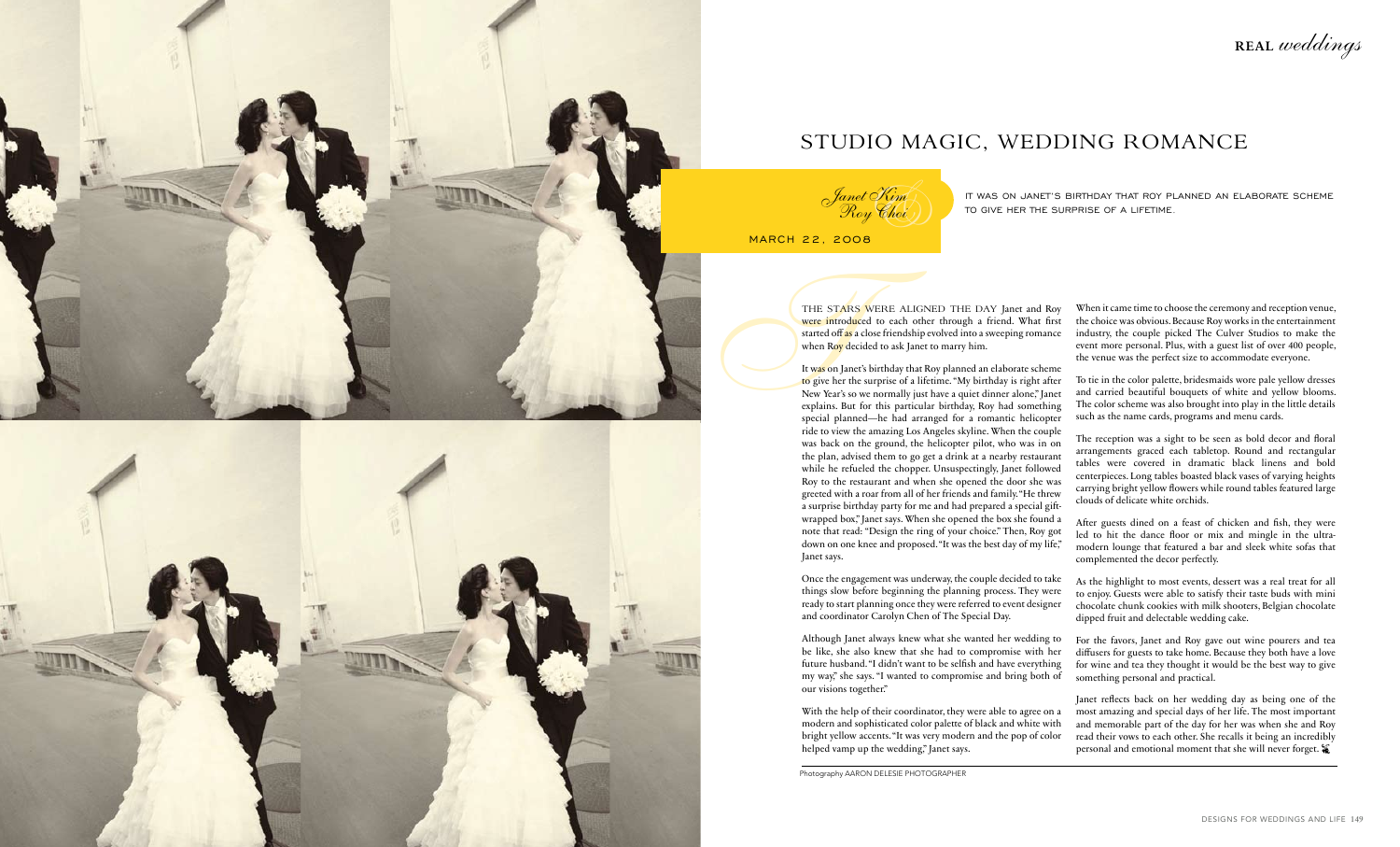# STUDIO MAGIC, WEDDING ROMANCE

*Janet Kim*
*Roy Choi*

MARCH 22, 2008

IT WAS ON JANET'S BIRTHDAY THAT ROY PLANNED AN ELABORATE SCHEME TO GIVE HER THE SURPRISE OF A LIFETIME.

THE STARS WERE ALIGNED THE DAY Janet and Roy were introduced to each other through a friend. What first started off as a close friendship evolved into a sweeping romance when Roy decided to ask Janet to marry him.

It was on Janet's birthday that Roy planned an elaborate scheme to give her the surprise of a lifetime. "My birthday is right after New Year's so we normally just have a quiet dinner alone," Janet explains. But for this particular birthday, Roy had something special planned—he had arranged for a romantic helicopter ride to view the amazing Los Angeles skyline. When the couple was back on the ground, the helicopter pilot, who was in on the plan, advised them to go get a drink at a nearby restaurant while he refueled the chopper. Unsuspectingly, Janet followed Roy to the restaurant and when she opened the door she was greeted with a roar from all of her friends and family. "He threw a surprise birthday party for me and had prepared a special gift-wrapped box," Janet says. When she opened the box she found a note that read: "Design the ring of your choice." Then, Roy got down on one knee and proposed. "It was the best day of my life," Janet says.

Once the engagement was underway, the couple decided to take things slow before beginning the planning process. They were ready to start planning once they were referred to event designer and coordinator Carolyn Chen of The Special Day.

Although Janet always knew what she wanted her wedding to be like, she also knew that she had to compromise with her future husband. "I didn't want to be selfish and have everything my way," she says. "I wanted to compromise and bring both of our visions together."

With the help of their coordinator, they were able to agree on a modern and sophisticated color palette of black and white with bright yellow accents. "It was very modern and the pop of color helped vamp up the wedding," Janet says.

When it came time to choose the ceremony and reception venue, the choice was obvious. Because Roy works in the entertainment industry, the couple picked The Culver Studios to make the event more personal. Plus, with a guest list of over 400 people, the venue was the perfect size to accommodate everyone.

To tie in the color palette, bridesmaids wore pale yellow dresses and carried beautiful bouquets of white and yellow blooms. The color scheme was also brought into play in the little details such as the name cards, programs and menu cards.

The reception was a sight to be seen as bold decor and floral arrangements graced each tabletop. Round and rectangular tables were covered in dramatic black linens and bold centerpieces. Long tables boasted black vases of varying heights carrying bright yellow flowers while round tables featured large clouds of delicate white orchids.

After guests dined on a feast of chicken and fish, they were led to hit the dance floor or mix and mingle in the ultra-modern lounge that featured a bar and sleek white sofas that complemented the decor perfectly.

As the highlight to most events, dessert was a real treat for all to enjoy. Guests were able to satisfy their taste buds with mini chocolate chunk cookies with milk shooters, Belgian chocolate dipped fruit and delectable wedding cake.

For the favors, Janet and Roy gave out wine pourers and tea diffusers for guests to take home. Because they both have a love for wine and tea they thought it would be the best way to give something personal and practical.

Janet reflects back on her wedding day as being one of the most amazing and special days of her life. The most important and memorable part of the day for her was when she and Roy read their vows to each other. She recalls it being an incredibly personal and emotional moment that she will never forget.

Photography AARON DELESIE PHOTOGRAPHER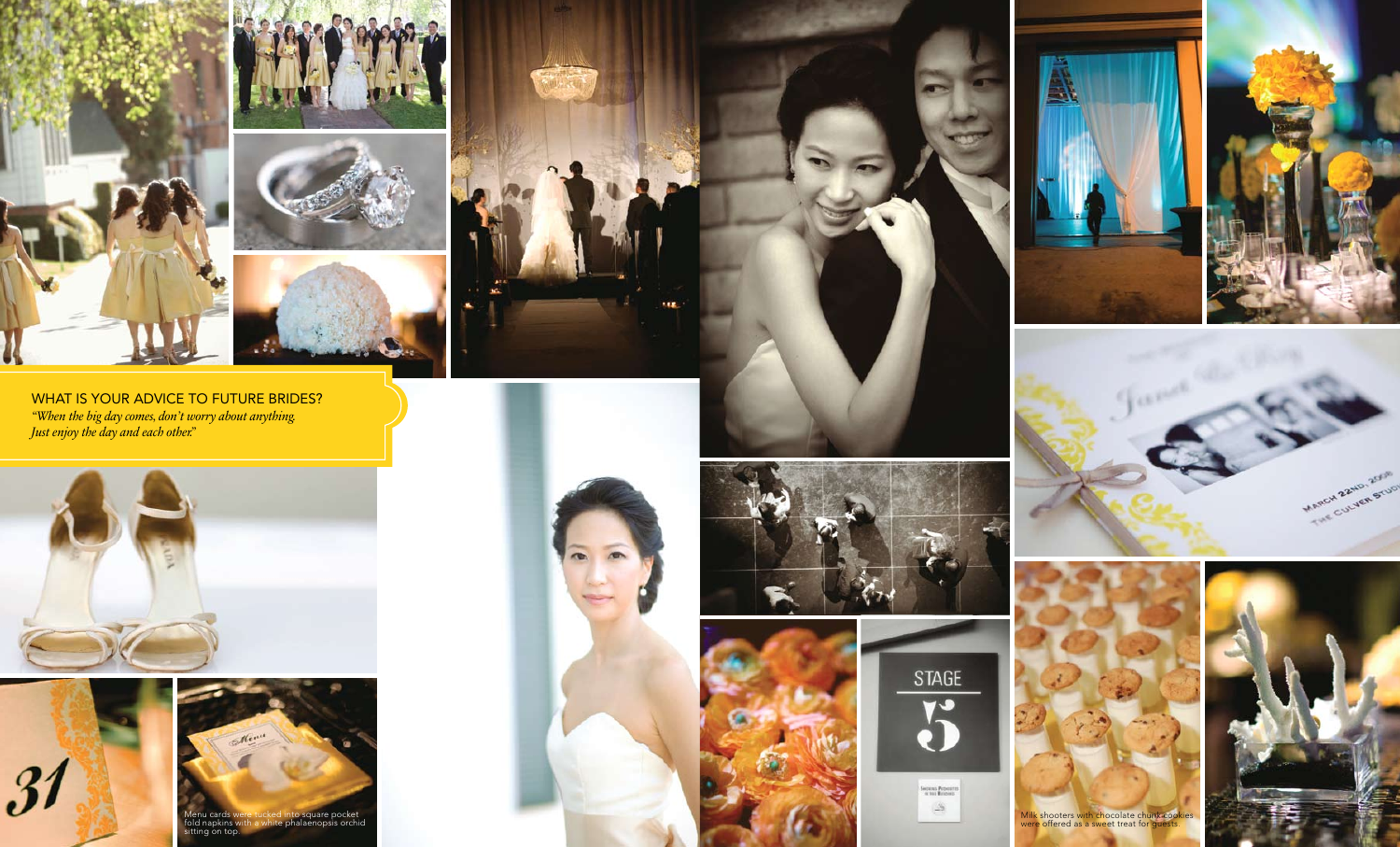## WHAT IS YOUR ADVICE TO FUTURE BRIDES?

*"When the big day comes, don't worry about anything. Just enjoy the day and each other."*

Menu cards were tucked into square pocket fold napkins with a white phalaenopsis orchid sitting on top.

Milk shooters with chocolate chunk cookies were offered as a sweet treat for guests.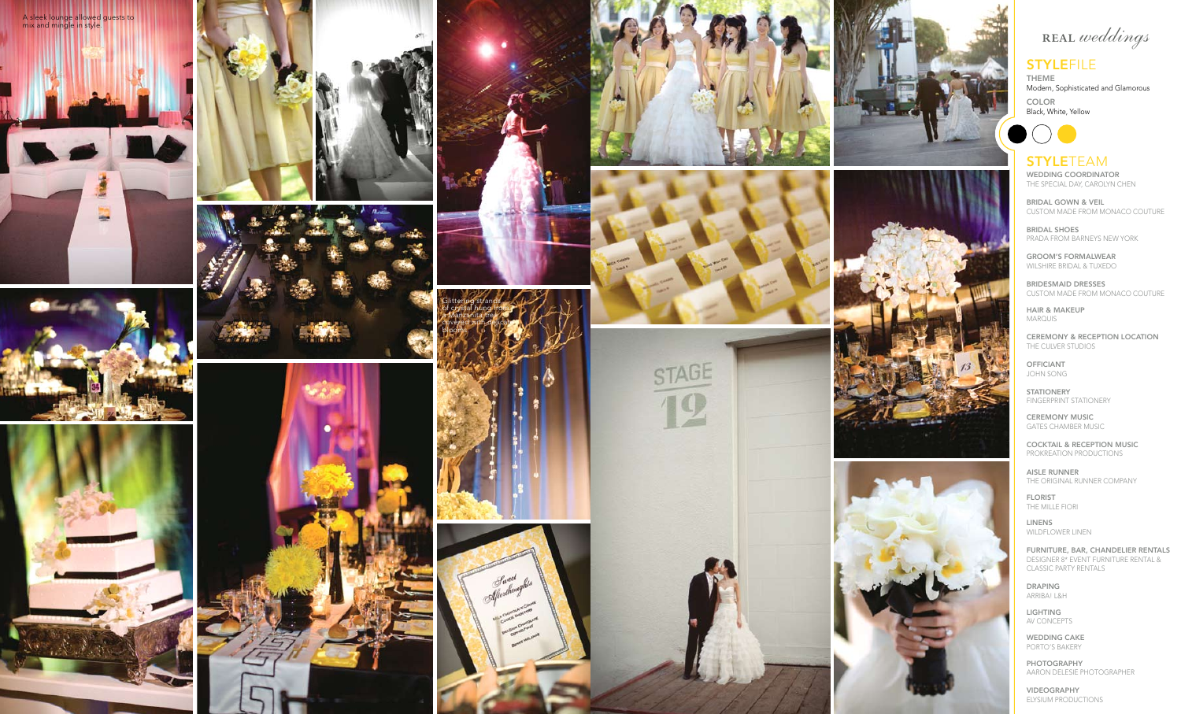A sleek lounge allowed guests to mix and mingle in style.

Glittering strands of crystal hung from a Manzanita tree covered with delicate blooms.

REAL *weddings*

## STYLEFILE

**THEME**
Modern, Sophisticated and Glamorous

**COLOR**
Black, White, Yellow

## STYLETEAM

**WEDDING COORDINATOR**
THE SPECIAL DAY, CAROLYN CHEN

**BRIDAL GOWN & VEIL**
CUSTOM MADE FROM MONACO COUTURE

**BRIDAL SHOES**
PRADA FROM BARNEYS NEW YORK

**GROOM'S FORMALWEAR**
WILSHIRE BRIDAL & TUXEDO

**BRIDESMAID DRESSES**
CUSTOM MADE FROM MONACO COUTURE

**HAIR & MAKEUP**
MARQUIS

**CEREMONY & RECEPTION LOCATION**
THE CULVER STUDIOS

**OFFICIANT**
JOHN SONG

**STATIONERY**
FINGERPRINT STATIONERY

**CEREMONY MUSIC**
GATES CHAMBER MUSIC

**COCKTAIL & RECEPTION MUSIC**
PROKREATION PRODUCTIONS

**AISLE RUNNER**
THE ORIGINAL RUNNER COMPANY

**FLORIST**
THE MILLE FIORI

**LINENS**
WILDFLOWER LINEN

**FURNITURE, BAR, CHANDELIER RENTALS**
DESIGNER 8° EVENT FURNITURE RENTAL & CLASSIC PARTY RENTALS

**DRAPING**
ARRIBA! L&H

**LIGHTING**
AV CONCEPTS

**WEDDING CAKE**
PORTO'S BAKERY

**PHOTOGRAPHY**
AARON DELESIE PHOTOGRAPHER

**VIDEOGRAPHY**
ELYSIUM PRODUCTIONS